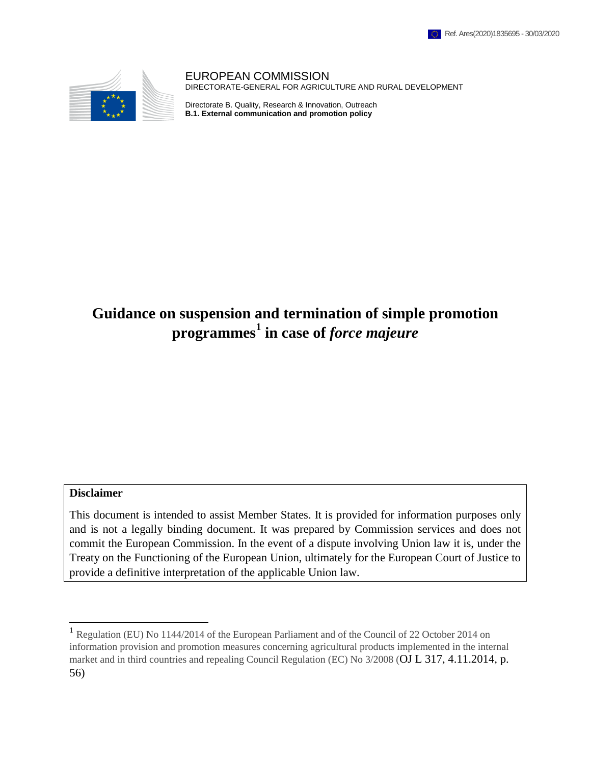Ref. Ares(2020)1835695 - 30/03/2020

EUROPEAN COMMISSION
DIRECTORATE-GENERAL FOR AGRICULTURE AND RURAL DEVELOPMENT

Directorate B. Quality, Research & Innovation, Outreach
**B.1. External communication and promotion policy**

# Guidance on suspension and termination of simple promotion programmes[1] in case of *force majeure*

| **Disclaimer** |
| --- |
| This document is intended to assist Member States. It is provided for information purposes only and is not a legally binding document. It was prepared by Commission services and does not commit the European Commission. In the event of a dispute involving Union law it is, under the Treaty on the Functioning of the European Union, ultimately for the European Court of Justice to provide a definitive interpretation of the applicable Union law. |

[1] Regulation (EU) No 1144/2014 of the European Parliament and of the Council of 22 October 2014 on information provision and promotion measures concerning agricultural products implemented in the internal market and in third countries and repealing Council Regulation (EC) No 3/2008 (OJ L 317, 4.11.2014, p. 56)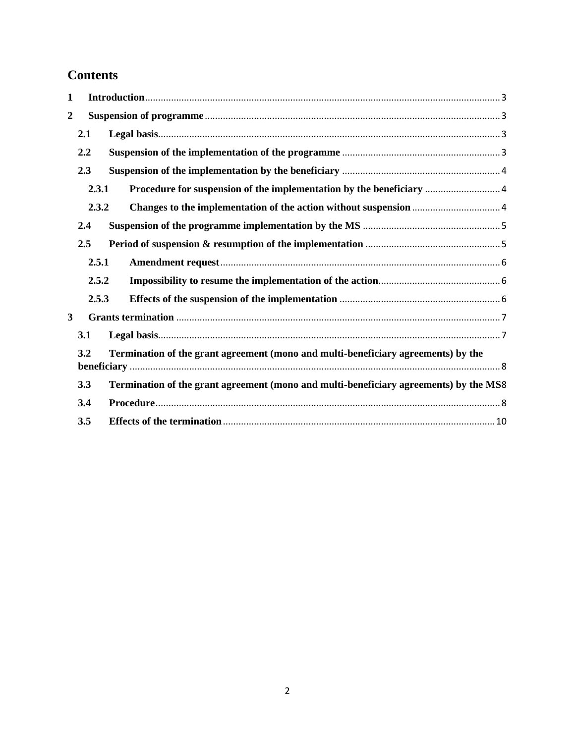# Contents

1 Introduction ........ 3

2 Suspension of programme ........ 3

- 2.1 Legal basis ........ 3
- 2.2 Suspension of the implementation of the programme ........ 3
- 2.3 Suspension of the implementation by the beneficiary ........ 4
  - 2.3.1 Procedure for suspension of the implementation by the beneficiary ........ 4
  - 2.3.2 Changes to the implementation of the action without suspension ........ 4
- 2.4 Suspension of the programme implementation by the MS ........ 5
- 2.5 Period of suspension & resumption of the implementation ........ 5
  - 2.5.1 Amendment request ........ 6
  - 2.5.2 Impossibility to resume the implementation of the action ........ 6
  - 2.5.3 Effects of the suspension of the implementation ........ 6

3 Grants termination ........ 7

- 3.1 Legal basis ........ 7
- 3.2 Termination of the grant agreement (mono and multi-beneficiary agreements) by the beneficiary ........ 8
- 3.3 Termination of the grant agreement (mono and multi-beneficiary agreements) by the MS ........ 8
- 3.4 Procedure ........ 8
- 3.5 Effects of the termination ........ 10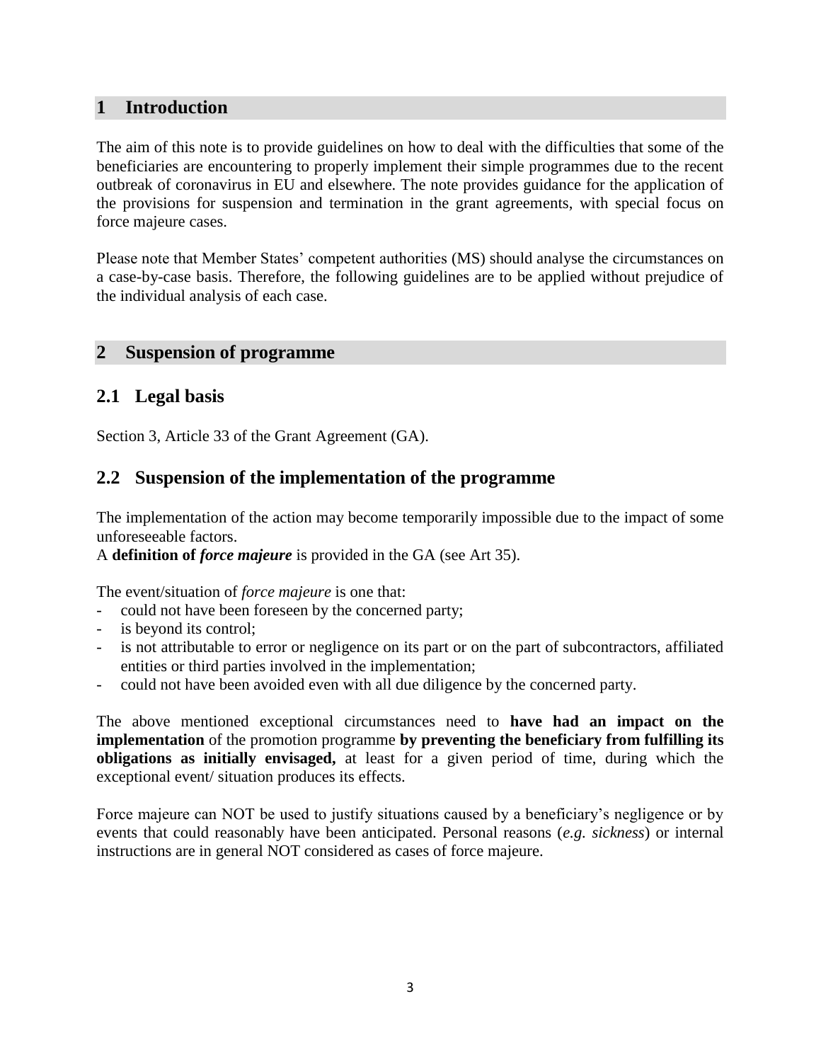# 1 Introduction

The aim of this note is to provide guidelines on how to deal with the difficulties that some of the beneficiaries are encountering to properly implement their simple programmes due to the recent outbreak of coronavirus in EU and elsewhere. The note provides guidance for the application of the provisions for suspension and termination in the grant agreements, with special focus on force majeure cases.

Please note that Member States' competent authorities (MS) should analyse the circumstances on a case-by-case basis. Therefore, the following guidelines are to be applied without prejudice of the individual analysis of each case.

# 2 Suspension of programme

## 2.1 Legal basis

Section 3, Article 33 of the Grant Agreement (GA).

## 2.2 Suspension of the implementation of the programme

The implementation of the action may become temporarily impossible due to the impact of some unforeseeable factors.
A **definition of *force majeure*** is provided in the GA (see Art 35).

The event/situation of *force majeure* is one that:

- could not have been foreseen by the concerned party;
- is beyond its control;
- is not attributable to error or negligence on its part or on the part of subcontractors, affiliated entities or third parties involved in the implementation;
- could not have been avoided even with all due diligence by the concerned party.

The above mentioned exceptional circumstances need to **have had an impact on the implementation** of the promotion programme **by preventing the beneficiary from fulfilling its obligations as initially envisaged,** at least for a given period of time, during which the exceptional event/ situation produces its effects.

Force majeure can NOT be used to justify situations caused by a beneficiary's negligence or by events that could reasonably have been anticipated. Personal reasons (*e.g. sickness*) or internal instructions are in general NOT considered as cases of force majeure.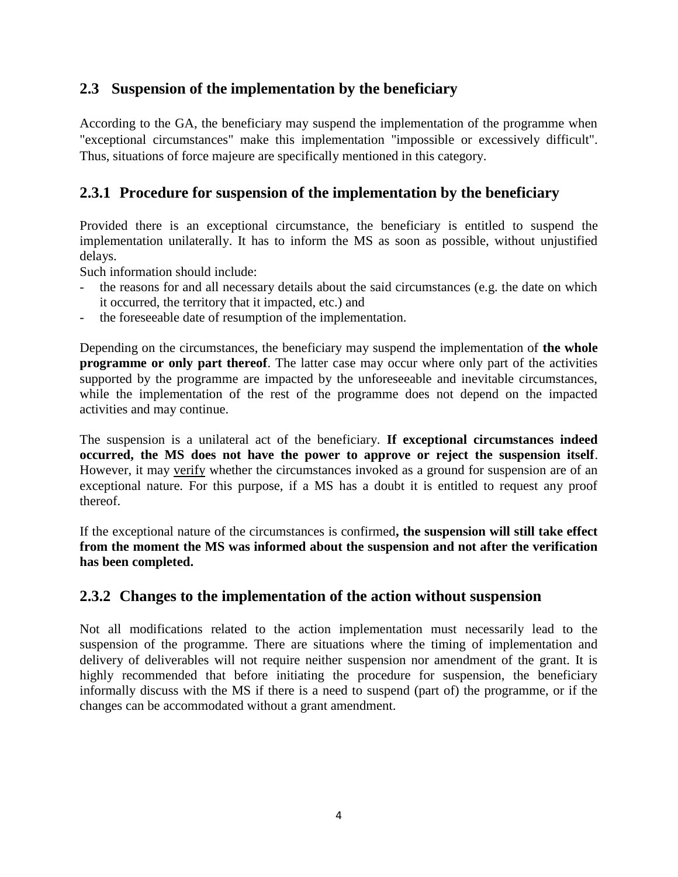## 2.3 Suspension of the implementation by the beneficiary

According to the GA, the beneficiary may suspend the implementation of the programme when "exceptional circumstances" make this implementation "impossible or excessively difficult". Thus, situations of force majeure are specifically mentioned in this category.

### 2.3.1 Procedure for suspension of the implementation by the beneficiary

Provided there is an exceptional circumstance, the beneficiary is entitled to suspend the implementation unilaterally. It has to inform the MS as soon as possible, without unjustified delays.

Such information should include:

- the reasons for and all necessary details about the said circumstances (e.g. the date on which it occurred, the territory that it impacted, etc.) and
- the foreseeable date of resumption of the implementation.

Depending on the circumstances, the beneficiary may suspend the implementation of **the whole programme or only part thereof**. The latter case may occur where only part of the activities supported by the programme are impacted by the unforeseeable and inevitable circumstances, while the implementation of the rest of the programme does not depend on the impacted activities and may continue.

The suspension is a unilateral act of the beneficiary. **If exceptional circumstances indeed occurred, the MS does not have the power to approve or reject the suspension itself**. However, it may verify whether the circumstances invoked as a ground for suspension are of an exceptional nature. For this purpose, if a MS has a doubt it is entitled to request any proof thereof.

If the exceptional nature of the circumstances is confirmed**, the suspension will still take effect from the moment the MS was informed about the suspension and not after the verification has been completed.**

### 2.3.2 Changes to the implementation of the action without suspension

Not all modifications related to the action implementation must necessarily lead to the suspension of the programme. There are situations where the timing of implementation and delivery of deliverables will not require neither suspension nor amendment of the grant. It is highly recommended that before initiating the procedure for suspension, the beneficiary informally discuss with the MS if there is a need to suspend (part of) the programme, or if the changes can be accommodated without a grant amendment.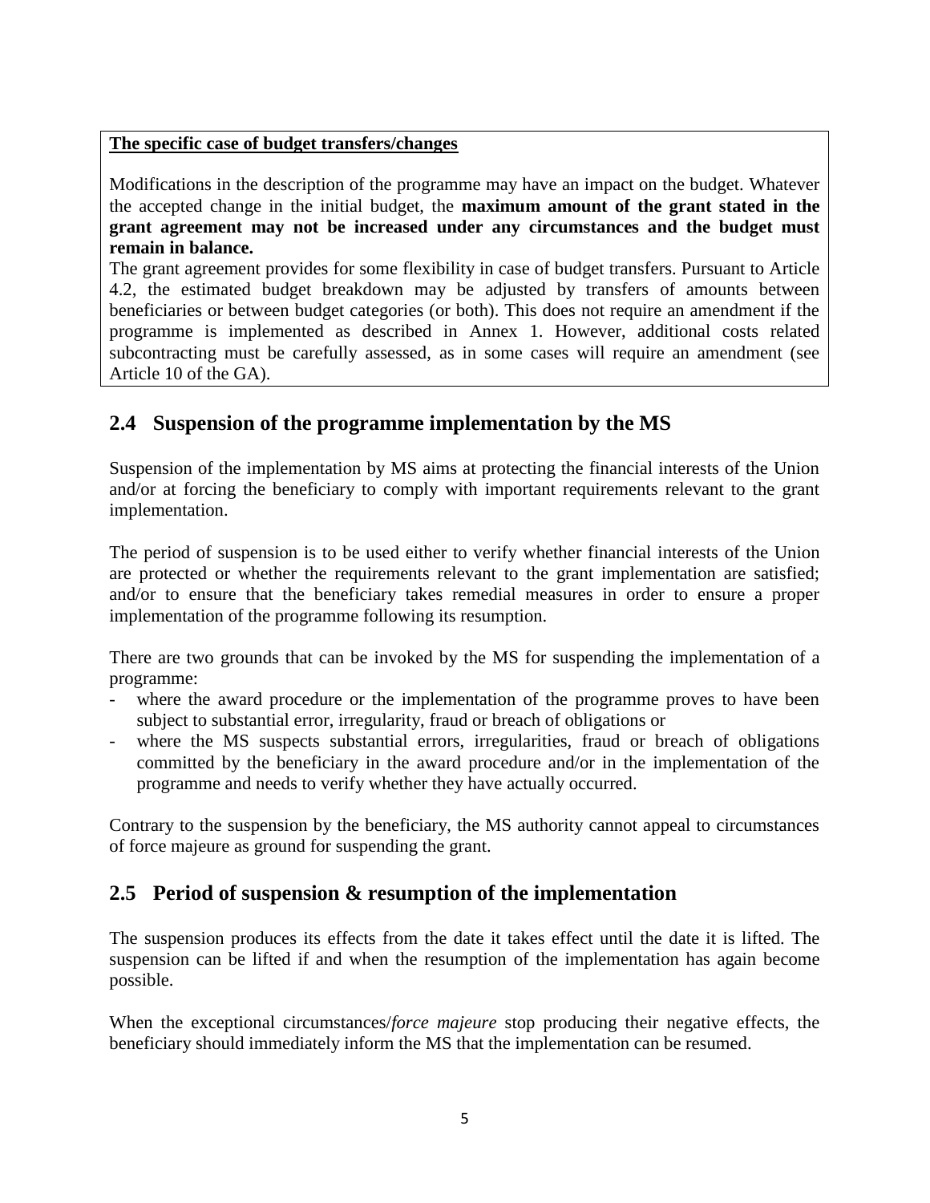**The specific case of budget transfers/changes**

Modifications in the description of the programme may have an impact on the budget. Whatever the accepted change in the initial budget, the **maximum amount of the grant stated in the grant agreement may not be increased under any circumstances and the budget must remain in balance.**

The grant agreement provides for some flexibility in case of budget transfers. Pursuant to Article 4.2, the estimated budget breakdown may be adjusted by transfers of amounts between beneficiaries or between budget categories (or both). This does not require an amendment if the programme is implemented as described in Annex 1. However, additional costs related subcontracting must be carefully assessed, as in some cases will require an amendment (see Article 10 of the GA).

## 2.4 Suspension of the programme implementation by the MS

Suspension of the implementation by MS aims at protecting the financial interests of the Union and/or at forcing the beneficiary to comply with important requirements relevant to the grant implementation.

The period of suspension is to be used either to verify whether financial interests of the Union are protected or whether the requirements relevant to the grant implementation are satisfied; and/or to ensure that the beneficiary takes remedial measures in order to ensure a proper implementation of the programme following its resumption.

There are two grounds that can be invoked by the MS for suspending the implementation of a programme:

- where the award procedure or the implementation of the programme proves to have been subject to substantial error, irregularity, fraud or breach of obligations or
- where the MS suspects substantial errors, irregularities, fraud or breach of obligations committed by the beneficiary in the award procedure and/or in the implementation of the programme and needs to verify whether they have actually occurred.

Contrary to the suspension by the beneficiary, the MS authority cannot appeal to circumstances of force majeure as ground for suspending the grant.

## 2.5 Period of suspension & resumption of the implementation

The suspension produces its effects from the date it takes effect until the date it is lifted. The suspension can be lifted if and when the resumption of the implementation has again become possible.

When the exceptional circumstances/*force majeure* stop producing their negative effects, the beneficiary should immediately inform the MS that the implementation can be resumed.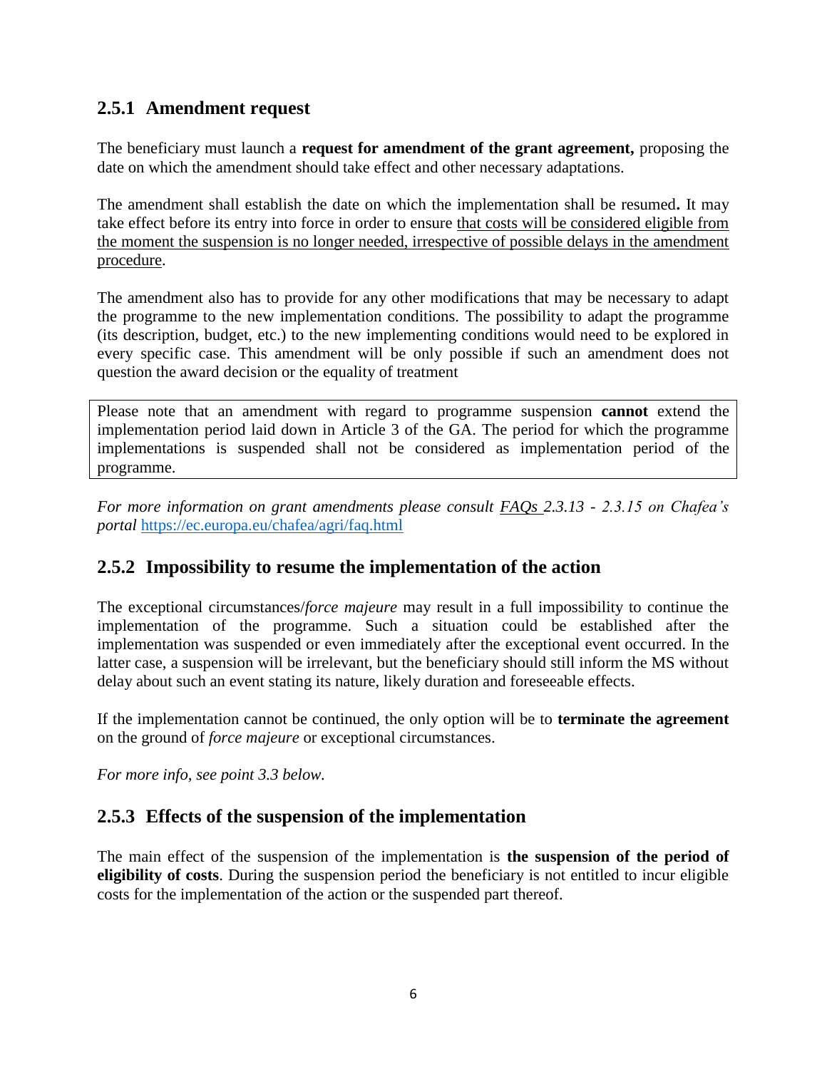### 2.5.1 Amendment request

The beneficiary must launch a **request for amendment of the grant agreement,** proposing the date on which the amendment should take effect and other necessary adaptations.

The amendment shall establish the date on which the implementation shall be resumed**.** It may take effect before its entry into force in order to ensure that costs will be considered eligible from the moment the suspension is no longer needed, irrespective of possible delays in the amendment procedure.

The amendment also has to provide for any other modifications that may be necessary to adapt the programme to the new implementation conditions. The possibility to adapt the programme (its description, budget, etc.) to the new implementing conditions would need to be explored in every specific case. This amendment will be only possible if such an amendment does not question the award decision or the equality of treatment

> Please note that an amendment with regard to programme suspension **cannot** extend the implementation period laid down in Article 3 of the GA. The period for which the programme implementations is suspended shall not be considered as implementation period of the programme.

*For more information on grant amendments please consult FAQs 2.3.13 - 2.3.15 on Chafea's portal* https://ec.europa.eu/chafea/agri/faq.html

### 2.5.2 Impossibility to resume the implementation of the action

The exceptional circumstances/*force majeure* may result in a full impossibility to continue the implementation of the programme. Such a situation could be established after the implementation was suspended or even immediately after the exceptional event occurred. In the latter case, a suspension will be irrelevant, but the beneficiary should still inform the MS without delay about such an event stating its nature, likely duration and foreseeable effects.

If the implementation cannot be continued, the only option will be to **terminate the agreement** on the ground of *force majeure* or exceptional circumstances.

*For more info, see point 3.3 below.*

### 2.5.3 Effects of the suspension of the implementation

The main effect of the suspension of the implementation is **the suspension of the period of eligibility of costs**. During the suspension period the beneficiary is not entitled to incur eligible costs for the implementation of the action or the suspended part thereof.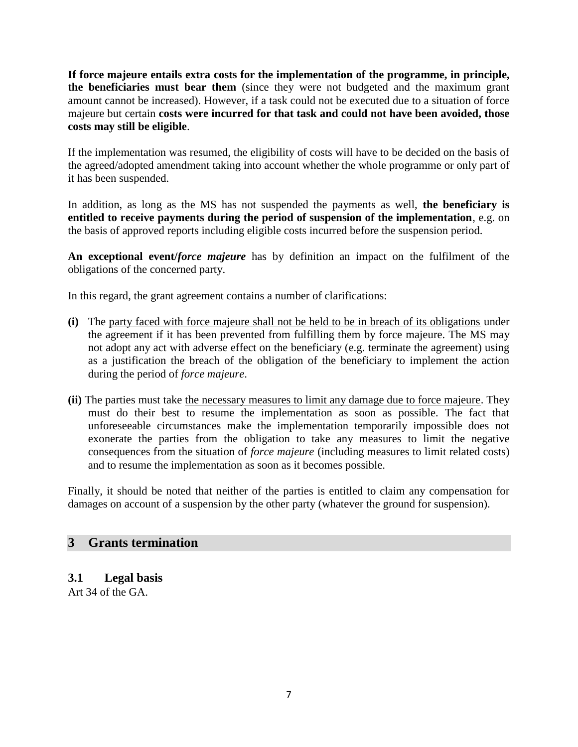**If force majeure entails extra costs for the implementation of the programme, in principle, the beneficiaries must bear them** (since they were not budgeted and the maximum grant amount cannot be increased). However, if a task could not be executed due to a situation of force majeure but certain **costs were incurred for that task and could not have been avoided, those costs may still be eligible**.

If the implementation was resumed, the eligibility of costs will have to be decided on the basis of the agreed/adopted amendment taking into account whether the whole programme or only part of it has been suspended.

In addition, as long as the MS has not suspended the payments as well, **the beneficiary is entitled to receive payments during the period of suspension of the implementation**, e.g. on the basis of approved reports including eligible costs incurred before the suspension period.

**An exceptional event/*force majeure*** has by definition an impact on the fulfilment of the obligations of the concerned party.

In this regard, the grant agreement contains a number of clarifications:

**(i)** The party faced with force majeure shall not be held to be in breach of its obligations under the agreement if it has been prevented from fulfilling them by force majeure. The MS may not adopt any act with adverse effect on the beneficiary (e.g. terminate the agreement) using as a justification the breach of the obligation of the beneficiary to implement the action during the period of *force majeure*.

**(ii)** The parties must take the necessary measures to limit any damage due to force majeure. They must do their best to resume the implementation as soon as possible. The fact that unforeseeable circumstances make the implementation temporarily impossible does not exonerate the parties from the obligation to take any measures to limit the negative consequences from the situation of *force majeure* (including measures to limit related costs) and to resume the implementation as soon as it becomes possible.

Finally, it should be noted that neither of the parties is entitled to claim any compensation for damages on account of a suspension by the other party (whatever the ground for suspension).

## 3 Grants termination

### 3.1 Legal basis

Art 34 of the GA.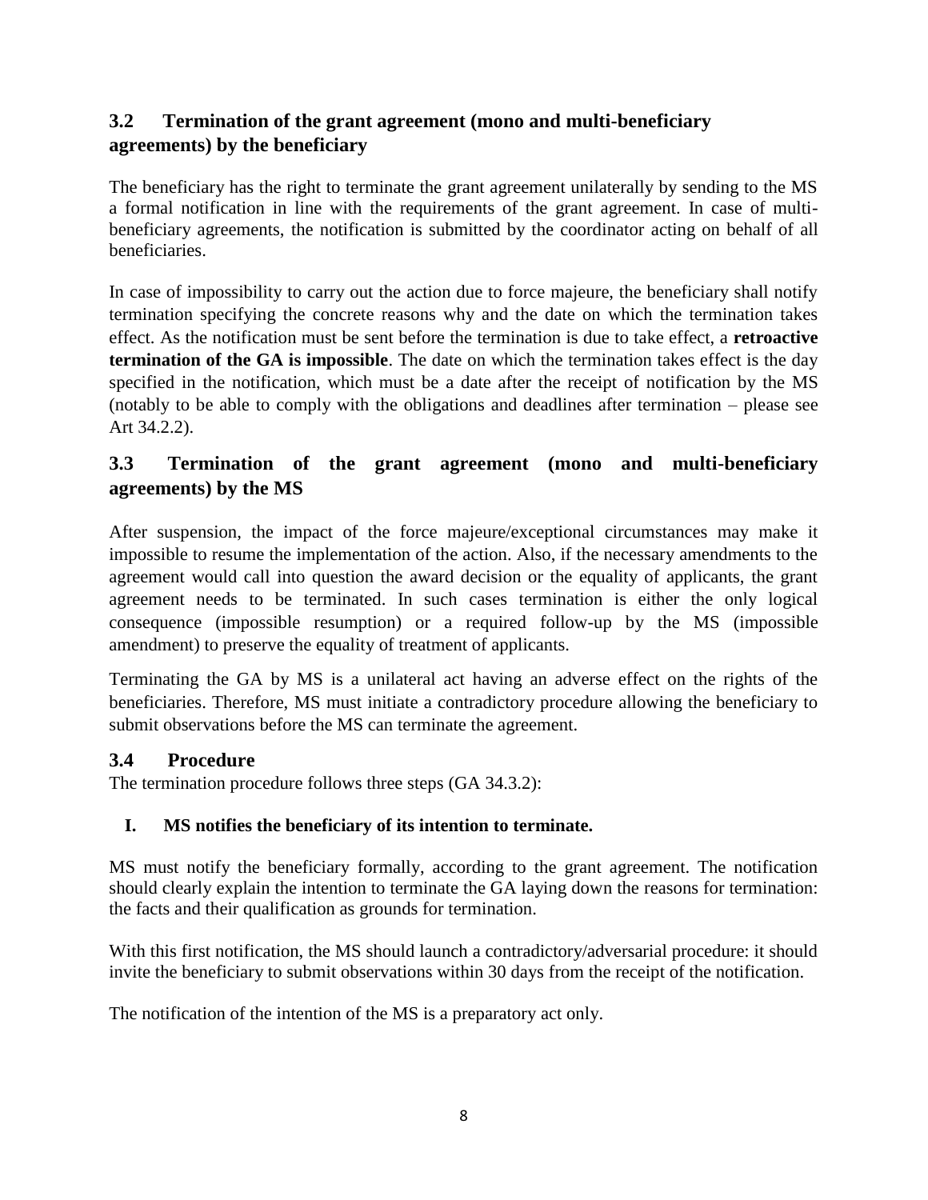## 3.2 Termination of the grant agreement (mono and multi-beneficiary agreements) by the beneficiary

The beneficiary has the right to terminate the grant agreement unilaterally by sending to the MS a formal notification in line with the requirements of the grant agreement. In case of multi-beneficiary agreements, the notification is submitted by the coordinator acting on behalf of all beneficiaries.

In case of impossibility to carry out the action due to force majeure, the beneficiary shall notify termination specifying the concrete reasons why and the date on which the termination takes effect. As the notification must be sent before the termination is due to take effect, a **retroactive termination of the GA is impossible**. The date on which the termination takes effect is the day specified in the notification, which must be a date after the receipt of notification by the MS (notably to be able to comply with the obligations and deadlines after termination – please see Art 34.2.2).

## 3.3 Termination of the grant agreement (mono and multi-beneficiary agreements) by the MS

After suspension, the impact of the force majeure/exceptional circumstances may make it impossible to resume the implementation of the action. Also, if the necessary amendments to the agreement would call into question the award decision or the equality of applicants, the grant agreement needs to be terminated. In such cases termination is either the only logical consequence (impossible resumption) or a required follow-up by the MS (impossible amendment) to preserve the equality of treatment of applicants.

Terminating the GA by MS is a unilateral act having an adverse effect on the rights of the beneficiaries. Therefore, MS must initiate a contradictory procedure allowing the beneficiary to submit observations before the MS can terminate the agreement.

## 3.4 Procedure

The termination procedure follows three steps (GA 34.3.2):

**I. MS notifies the beneficiary of its intention to terminate.**

MS must notify the beneficiary formally, according to the grant agreement. The notification should clearly explain the intention to terminate the GA laying down the reasons for termination: the facts and their qualification as grounds for termination.

With this first notification, the MS should launch a contradictory/adversarial procedure: it should invite the beneficiary to submit observations within 30 days from the receipt of the notification.

The notification of the intention of the MS is a preparatory act only.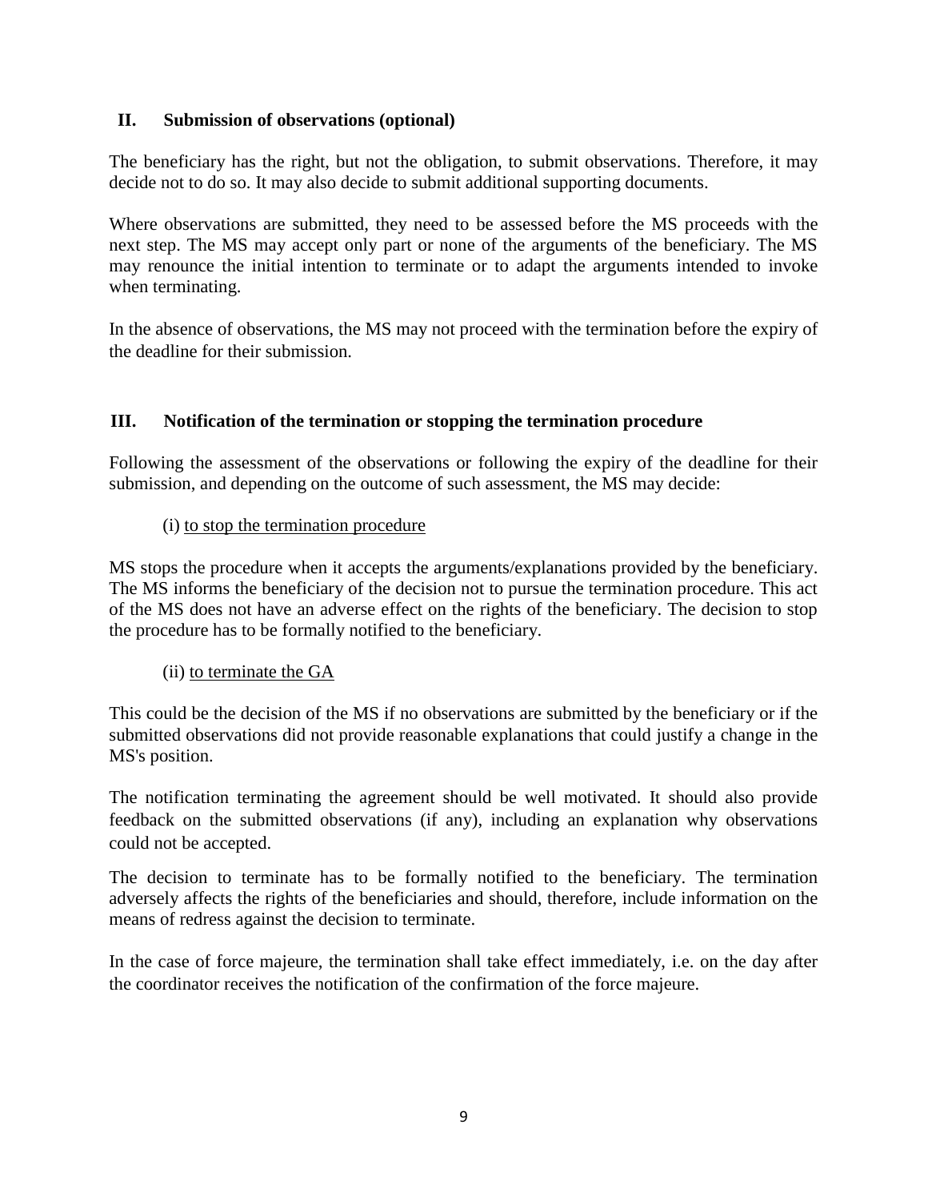## II. Submission of observations (optional)

The beneficiary has the right, but not the obligation, to submit observations. Therefore, it may decide not to do so. It may also decide to submit additional supporting documents.

Where observations are submitted, they need to be assessed before the MS proceeds with the next step. The MS may accept only part or none of the arguments of the beneficiary. The MS may renounce the initial intention to terminate or to adapt the arguments intended to invoke when terminating.

In the absence of observations, the MS may not proceed with the termination before the expiry of the deadline for their submission.

## III. Notification of the termination or stopping the termination procedure

Following the assessment of the observations or following the expiry of the deadline for their submission, and depending on the outcome of such assessment, the MS may decide:

(i) <u>to stop the termination procedure</u>

MS stops the procedure when it accepts the arguments/explanations provided by the beneficiary. The MS informs the beneficiary of the decision not to pursue the termination procedure. This act of the MS does not have an adverse effect on the rights of the beneficiary. The decision to stop the procedure has to be formally notified to the beneficiary.

(ii) <u>to terminate the GA</u>

This could be the decision of the MS if no observations are submitted by the beneficiary or if the submitted observations did not provide reasonable explanations that could justify a change in the MS's position.

The notification terminating the agreement should be well motivated. It should also provide feedback on the submitted observations (if any), including an explanation why observations could not be accepted.

The decision to terminate has to be formally notified to the beneficiary. The termination adversely affects the rights of the beneficiaries and should, therefore, include information on the means of redress against the decision to terminate.

In the case of force majeure, the termination shall take effect immediately, i.e. on the day after the coordinator receives the notification of the confirmation of the force majeure.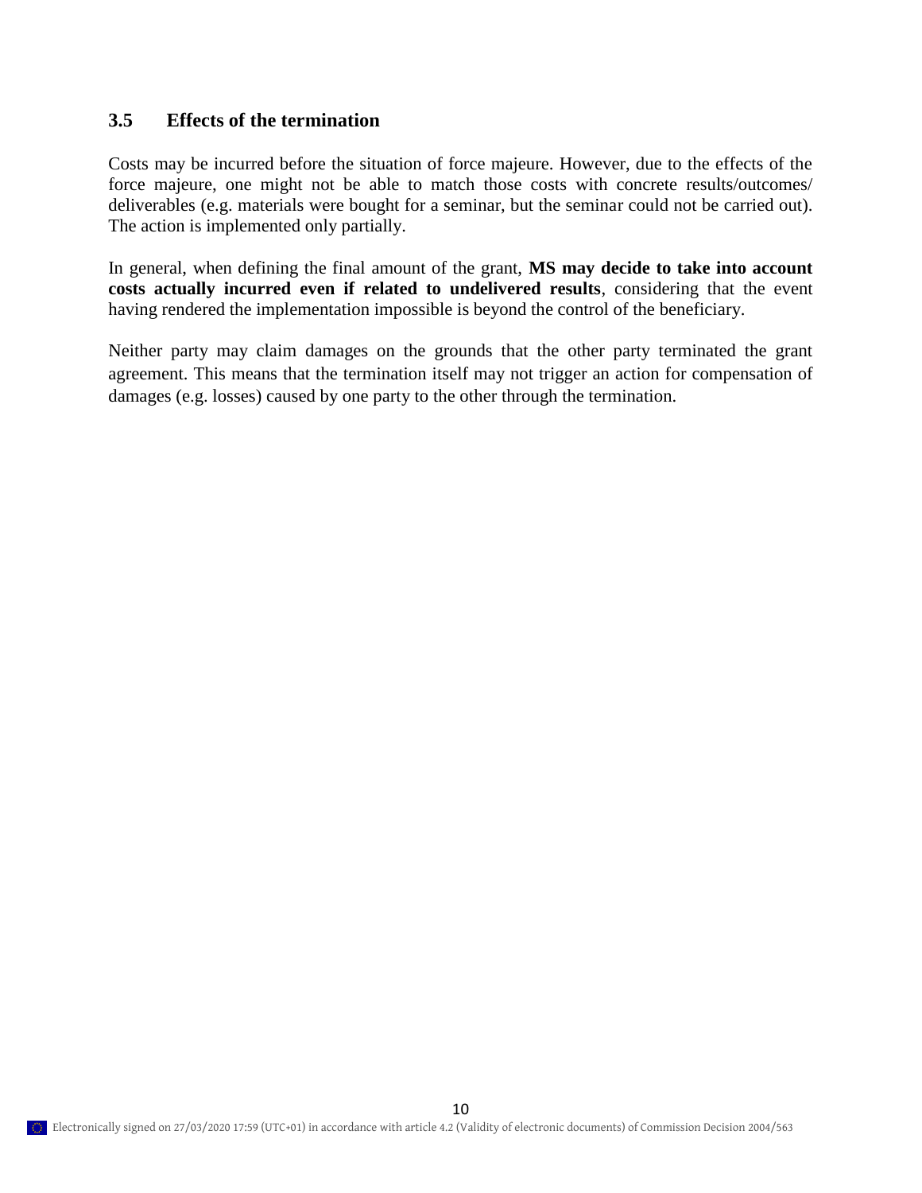### 3.5 Effects of the termination

Costs may be incurred before the situation of force majeure. However, due to the effects of the force majeure, one might not be able to match those costs with concrete results/outcomes/ deliverables (e.g. materials were bought for a seminar, but the seminar could not be carried out). The action is implemented only partially.

In general, when defining the final amount of the grant, **MS may decide to take into account costs actually incurred even if related to undelivered results**, considering that the event having rendered the implementation impossible is beyond the control of the beneficiary.

Neither party may claim damages on the grounds that the other party terminated the grant agreement. This means that the termination itself may not trigger an action for compensation of damages (e.g. losses) caused by one party to the other through the termination.